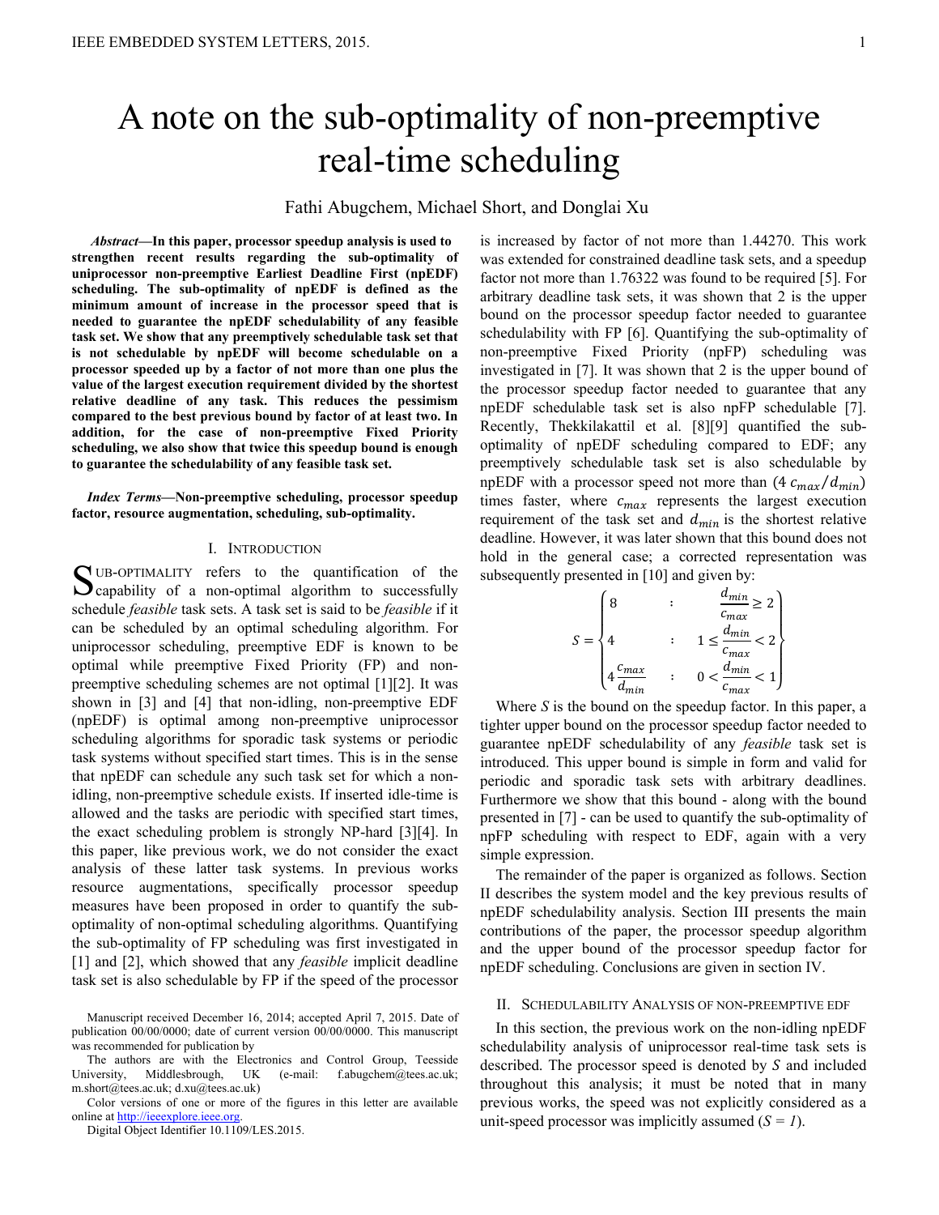# A note on the sub-optimality of non-preemptive real-time scheduling

Fathi Abugchem, Michael Short, and Donglai Xu

***Abstract*—In this paper, processor speedup analysis is used to strengthen recent results regarding the sub-optimality of uniprocessor non-preemptive Earliest Deadline First (npEDF) scheduling. The sub-optimality of npEDF is defined as the minimum amount of increase in the processor speed that is needed to guarantee the npEDF schedulability of any feasible task set. We show that any preemptively schedulable task set that is not schedulable by npEDF will become schedulable on a processor speeded up by a factor of not more than one plus the value of the largest execution requirement divided by the shortest relative deadline of any task. This reduces the pessimism compared to the best previous bound by factor of at least two. In addition, for the case of non-preemptive Fixed Priority scheduling, we also show that twice this speedup bound is enough to guarantee the schedulability of any feasible task set.**

***Index Terms*—Non-preemptive scheduling, processor speedup factor, resource augmentation, scheduling, sub-optimality.**

## I. Introduction

SUB-OPTIMALITY refers to the quantification of the capability of a non-optimal algorithm to successfully schedule *feasible* task sets. A task set is said to be *feasible* if it can be scheduled by an optimal scheduling algorithm. For uniprocessor scheduling, preemptive EDF is known to be optimal while preemptive Fixed Priority (FP) and non-preemptive scheduling schemes are not optimal [1][2]. It was shown in [3] and [4] that non-idling, non-preemptive EDF (npEDF) is optimal among non-preemptive uniprocessor scheduling algorithms for sporadic task systems or periodic task systems without specified start times. This is in the sense that npEDF can schedule any such task set for which a non-idling, non-preemptive schedule exists. If inserted idle-time is allowed and the tasks are periodic with specified start times, the exact scheduling problem is strongly NP-hard [3][4]. In this paper, like previous work, we do not consider the exact analysis of these latter task systems. In previous works resource augmentations, specifically processor speedup measures have been proposed in order to quantify the sub-optimality of non-optimal scheduling algorithms. Quantifying the sub-optimality of FP scheduling was first investigated in [1] and [2], which showed that any *feasible* implicit deadline task set is also schedulable by FP if the speed of the processor is increased by factor of not more than 1.44270. This work was extended for constrained deadline task sets, and a speedup factor not more than 1.76322 was found to be required [5]. For arbitrary deadline task sets, it was shown that 2 is the upper bound on the processor speedup factor needed to guarantee schedulability with FP [6]. Quantifying the sub-optimality of non-preemptive Fixed Priority (npFP) scheduling was investigated in [7]. It was shown that 2 is the upper bound of the processor speedup factor needed to guarantee that any npEDF schedulable task set is also npFP schedulable [7]. Recently, Thekkilakattil et al. [8][9] quantified the sub-optimality of npEDF scheduling compared to EDF; any preemptively schedulable task set is also schedulable by npEDF with a processor speed not more than $(4\, c_{max}/d_{min})$ times faster, where $c_{max}$ represents the largest execution requirement of the task set and $d_{min}$ is the shortest relative deadline. However, it was later shown that this bound does not hold in the general case; a corrected representation was subsequently presented in [10] and given by:

$$S = \begin{cases} 8 & : \quad \dfrac{d_{min}}{c_{max}} \geq 2 \\ 4 & : \quad 1 \leq \dfrac{d_{min}}{c_{max}} < 2 \\ 4\dfrac{c_{max}}{d_{min}} & : \quad 0 < \dfrac{d_{min}}{c_{max}} < 1 \end{cases}$$

Where $S$ is the bound on the speedup factor. In this paper, a tighter upper bound on the processor speedup factor needed to guarantee npEDF schedulability of any *feasible* task set is introduced. This upper bound is simple in form and valid for periodic and sporadic task sets with arbitrary deadlines. Furthermore we show that this bound - along with the bound presented in [7] - can be used to quantify the sub-optimality of npFP scheduling with respect to EDF, again with a very simple expression.

The remainder of the paper is organized as follows. Section II describes the system model and the key previous results of npEDF schedulability analysis. Section III presents the main contributions of the paper, the processor speedup algorithm and the upper bound of the processor speedup factor for npEDF scheduling. Conclusions are given in section IV.

## II. Schedulability Analysis of non-preemptive EDF

In this section, the previous work on the non-idling npEDF schedulability analysis of uniprocessor real-time task sets is described. The processor speed is denoted by $S$ and included throughout this analysis; it must be noted that in many previous works, the speed was not explicitly considered as a unit-speed processor was implicitly assumed ($S = 1$).

Manuscript received December 16, 2014; accepted April 7, 2015. Date of publication 00/00/0000; date of current version 00/00/0000. This manuscript was recommended for publication by

The authors are with the Electronics and Control Group, Teesside University, Middlesbrough, UK (e-mail: f.abugchem@tees.ac.uk; m.short@tees.ac.uk; d.xu@tees.ac.uk)

Color versions of one or more of the figures in this letter are available online at http://ieeexplore.ieee.org.

Digital Object Identifier 10.1109/LES.2015.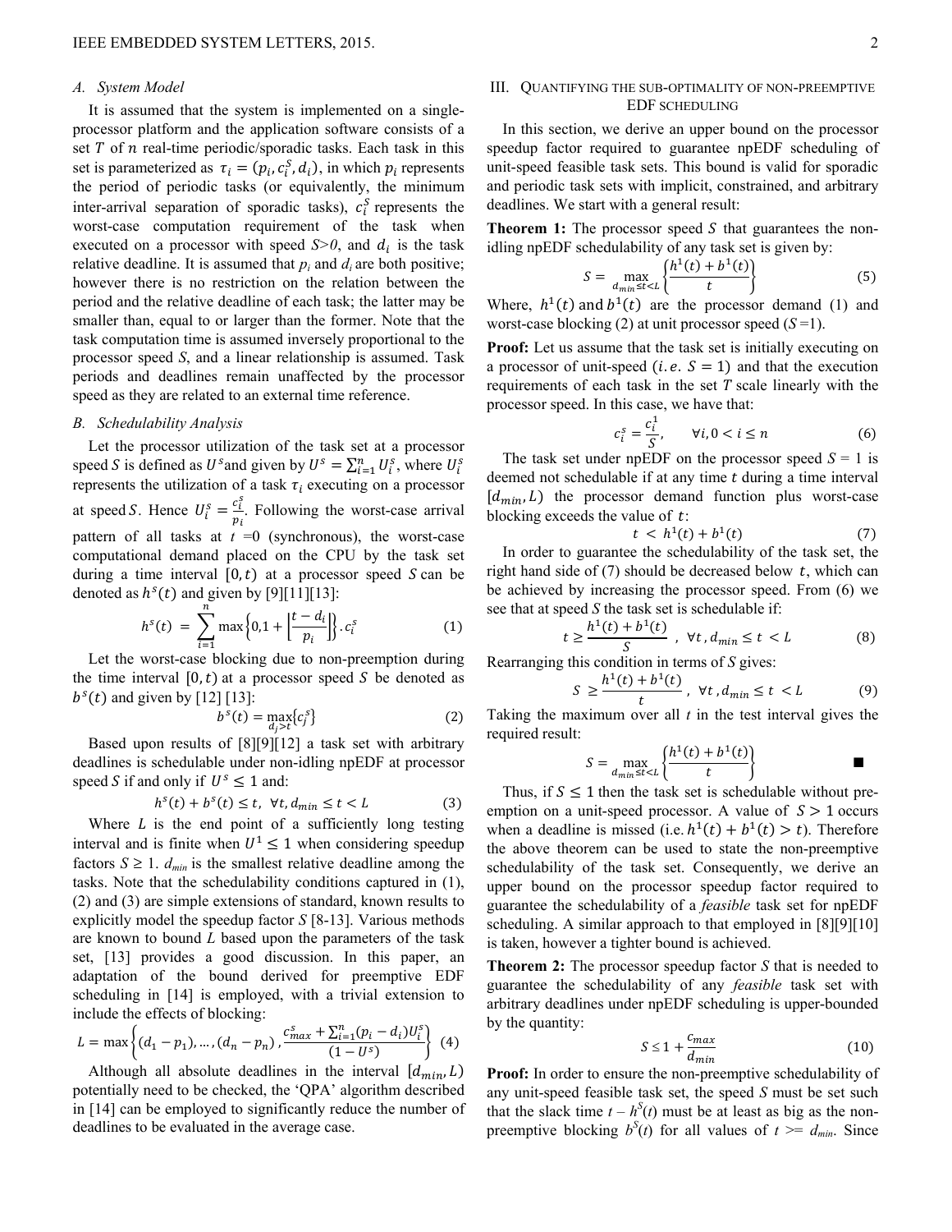### A. System Model

It is assumed that the system is implemented on a single-processor platform and the application software consists of a set $T$ of $n$ real-time periodic/sporadic tasks. Each task in this set is parameterized as $\tau_i = (p_i, c_i^S, d_i)$, in which $p_i$ represents the period of periodic tasks (or equivalently, the minimum inter-arrival separation of sporadic tasks), $c_i^S$ represents the worst-case computation requirement of the task when executed on a processor with speed $S>0$, and $d_i$ is the task relative deadline. It is assumed that $p_i$ and $d_i$ are both positive; however there is no restriction on the relation between the period and the relative deadline of each task; the latter may be smaller than, equal to or larger than the former. Note that the task computation time is assumed inversely proportional to the processor speed $S$, and a linear relationship is assumed. Task periods and deadlines remain unaffected by the processor speed as they are related to an external time reference.

### B. Schedulability Analysis

Let the processor utilization of the task set at a processor speed $S$ is defined as $U^s$ and given by $U^s = \sum_{i=1}^{n} U_i^s$, where $U_i^s$ represents the utilization of a task $\tau_i$ executing on a processor at speed $S$. Hence $U_i^s = \frac{c_i^s}{p_i}$. Following the worst-case arrival pattern of all tasks at $t$ =0 (synchronous), the worst-case computational demand placed on the CPU by the task set during a time interval $[0, t)$ at a processor speed $S$ can be denoted as $h^s(t)$ and given by [9][11][13]:

$$h^s(t) = \sum_{i=1}^{n} \max\left\{0, 1 + \left\lfloor \frac{t - d_i}{p_i} \right\rfloor \right\} . c_i^s \tag{1}$$

Let the worst-case blocking due to non-preemption during the time interval $[0, t)$ at a processor speed $S$ be denoted as $b^s(t)$ and given by [12] [13]:

$$b^s(t) = \max_{d_j > t}\{c_j^s\} \tag{2}$$

Based upon results of [8][9][12] a task set with arbitrary deadlines is schedulable under non-idling npEDF at processor speed $S$ if and only if $U^s \leq 1$ and:

$$h^s(t) + b^s(t) \leq t, \;\; \forall t, d_{min} \leq t < L \tag{3}$$

Where $L$ is the end point of a sufficiently long testing interval and is finite when $U^1 \leq 1$ when considering speedup factors $S \geq 1$. $d_{min}$ is the smallest relative deadline among the tasks. Note that the schedulability conditions captured in (1), (2) and (3) are simple extensions of standard, known results to explicitly model the speedup factor $S$ [8-13]. Various methods are known to bound $L$ based upon the parameters of the task set, [13] provides a good discussion. In this paper, an adaptation of the bound derived for preemptive EDF scheduling in [14] is employed, with a trivial extension to include the effects of blocking:

$$L = \max\left\{(d_1 - p_1), \ldots, (d_n - p_n), \frac{c_{max}^s + \sum_{i=1}^{n}(p_i - d_i)U_i^s}{(1 - U^s)}\right\} \tag{4}$$

Although all absolute deadlines in the interval $[d_{min}, L)$ potentially need to be checked, the 'QPA' algorithm described in [14] can be employed to significantly reduce the number of deadlines to be evaluated in the average case.

## III. Quantifying the sub-optimality of non-preemptive EDF scheduling

In this section, we derive an upper bound on the processor speedup factor required to guarantee npEDF scheduling of unit-speed feasible task sets. This bound is valid for sporadic and periodic task sets with implicit, constrained, and arbitrary deadlines. We start with a general result:

**Theorem 1:** The processor speed $S$ that guarantees the non-idling npEDF schedulability of any task set is given by:

$$S = \max_{d_{min} \leq t < L}\left\{\frac{h^1(t) + b^1(t)}{t}\right\} \tag{5}$$

Where, $h^1(t)$ and $b^1(t)$ are the processor demand (1) and worst-case blocking (2) at unit processor speed ($S$ =1).

**Proof:** Let us assume that the task set is initially executing on a processor of unit-speed ($i.e.\ S = 1$) and that the execution requirements of each task in the set $T$ scale linearly with the processor speed. In this case, we have that:

$$c_i^s = \frac{c_i^1}{S}, \qquad \forall i, 0 < i \leq n \tag{6}$$

The task set under npEDF on the processor speed $S$ = 1 is deemed not schedulable if at any time $t$ during a time interval $[d_{min}, L)$ the processor demand function plus worst-case blocking exceeds the value of $t$:

$$t < h^1(t) + b^1(t) \tag{7}$$

In order to guarantee the schedulability of the task set, the right hand side of (7) should be decreased below $t$, which can be achieved by increasing the processor speed. From (6) we see that at speed $S$ the task set is schedulable if:

$$t \geq \frac{h^1(t) + b^1(t)}{S} \;\; , \;\; \forall t, d_{min} \leq t < L \tag{8}$$

Rearranging this condition in terms of $S$ gives:

$$S \geq \frac{h^1(t) + b^1(t)}{t} \;\; , \;\; \forall t, d_{min} \leq t < L \tag{9}$$

Taking the maximum over all $t$ in the test interval gives the required result:

$$S = \max_{d_{min} \leq t < L}\left\{\frac{h^1(t) + b^1(t)}{t}\right\} \qquad \blacksquare$$

Thus, if $S \leq 1$ then the task set is schedulable without pre-emption on a unit-speed processor. A value of $S > 1$ occurs when a deadline is missed (i.e. $h^1(t) + b^1(t) > t$). Therefore the above theorem can be used to state the non-preemptive schedulability of the task set. Consequently, we derive an upper bound on the processor speedup factor required to guarantee the schedulability of a *feasible* task set for npEDF scheduling. A similar approach to that employed in [8][9][10] is taken, however a tighter bound is achieved.

**Theorem 2:** The processor speedup factor $S$ that is needed to guarantee the schedulability of any *feasible* task set with arbitrary deadlines under npEDF scheduling is upper-bounded by the quantity:

$$S \leq 1 + \frac{c_{max}}{d_{min}} \tag{10}$$

**Proof:** In order to ensure the non-preemptive schedulability of any unit-speed feasible task sets, the speed $S$ must be set such that the slack time $t - h^S(t)$ must be at least as big as the non-preemptive blocking $b^S(t)$ for all values of $t >= d_{min}$. Since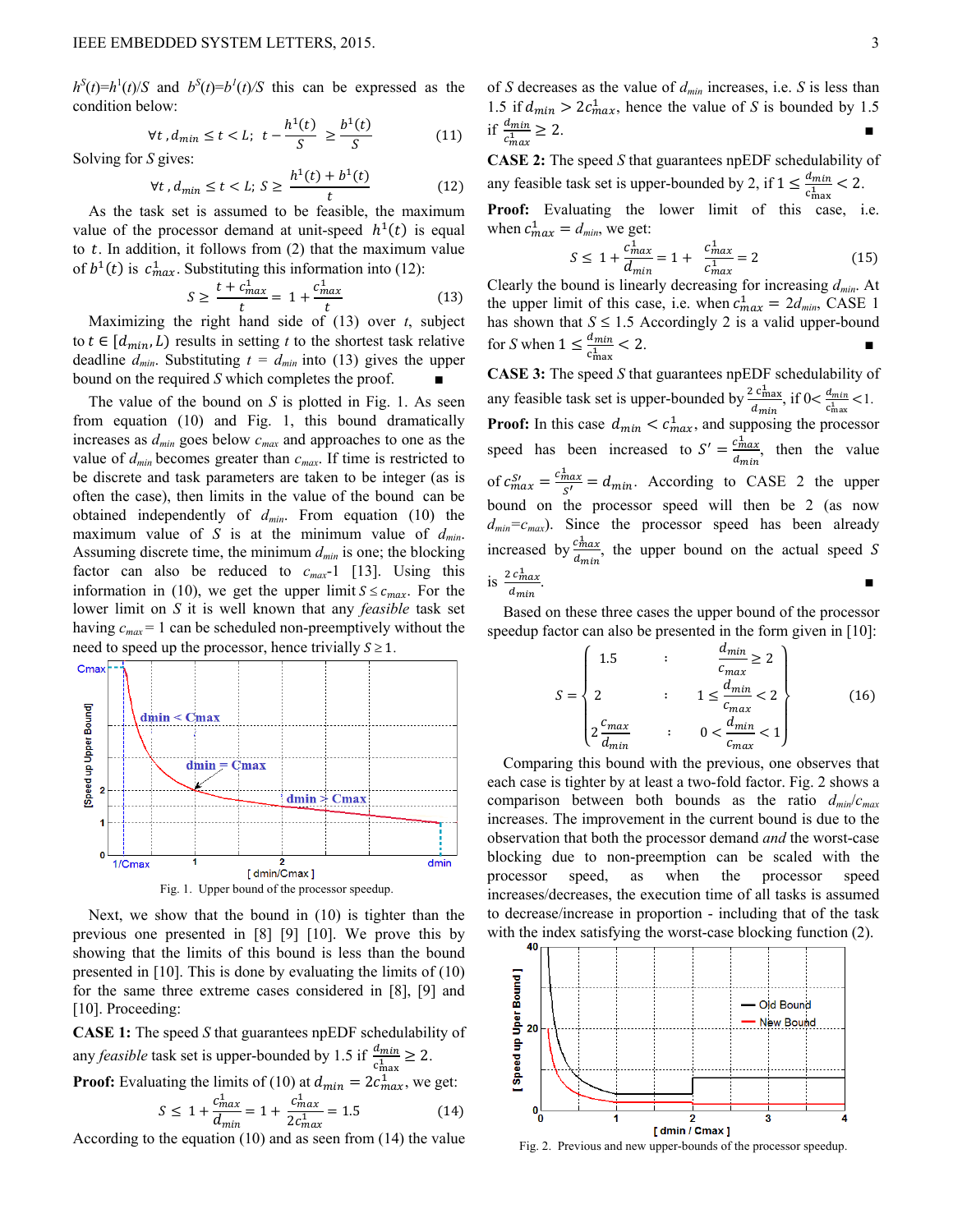$h^S(t)=h^1(t)/S$ and $b^S(t)=b^1(t)/S$ this can be expressed as the condition below:

$$\forall t, d_{min} \leq t < L; \; t - \frac{h^1(t)}{S} \geq \frac{b^1(t)}{S} \tag{11}$$

Solving for $S$ gives:

$$\forall t, d_{min} \leq t < L; \; S \geq \frac{h^1(t) + b^1(t)}{t} \tag{12}$$

As the task set is assumed to be feasible, the maximum value of the processor demand at unit-speed $h^1(t)$ is equal to $t$. In addition, it follows from (2) that the maximum value of $b^1(t)$ is $c^1_{max}$. Substituting this information into (12):

$$S \geq \frac{t + c^1_{max}}{t} = 1 + \frac{c^1_{max}}{t} \tag{13}$$

Maximizing the right hand side of (13) over $t$, subject to $t \in [d_{min}, L)$ results in setting $t$ to the shortest task relative deadline $d_{min}$. Substituting $t = d_{min}$ into (13) gives the upper bound on the required $S$ which completes the proof. ∎

The value of the bound on $S$ is plotted in Fig. 1. As seen from equation (10) and Fig. 1, this bound dramatically increases as $d_{min}$ goes below $c_{max}$ and approaches to one as the value of $d_{min}$ becomes greater than $c_{max}$. If time is restricted to be discrete and task parameters are taken to be integer (as is often the case), then limits in the value of the bound can be obtained independently of $d_{min}$. From equation (10) the maximum value of $S$ is at the minimum value of $d_{min}$. Assuming discrete time, the minimum $d_{min}$ is one; the blocking factor can also be reduced to $c_{max}$-1 [13]. Using this information in (10), we get the upper limit $S \leq c_{max}$. For the lower limit on $S$ it is well known that any *feasible* task set having $c_{max} = 1$ can be scheduled non-preemptively without the need to speed up the processor, hence trivially $S \geq 1$.

Fig. 1. Upper bound of the processor speedup.

Next, we show that the bound in (10) is tighter than the previous one presented in [8] [9] [10]. We prove this by showing that the limits of this bound is less than the bound presented in [10]. This is done by evaluating the limits of (10) for the same three extreme cases considered in [8], [9] and [10]. Proceeding:

**CASE 1:** The speed $S$ that guarantees npEDF schedulability of any *feasible* task set is upper-bounded by 1.5 if $\frac{d_{min}}{c^1_{max}} \geq 2$.

**Proof:** Evaluating the limits of (10) at $d_{min} = 2c^1_{max}$, we get:

$$S \leq 1 + \frac{c^1_{max}}{d_{min}} = 1 + \frac{c^1_{max}}{2c^1_{max}} = 1.5 \tag{14}$$

According to the equation (10) and as seen from (14) the value of $S$ decreases as the value of $d_{min}$ increases, i.e. $S$ is less than 1.5 if $d_{min} > 2c^1_{max}$, hence the value of $S$ is bounded by 1.5 if $\frac{d_{min}}{c^1_{max}} \geq 2$. ∎

**CASE 2:** The speed $S$ that guarantees npEDF schedulability of any feasible task set is upper-bounded by 2, if $1 \leq \frac{d_{min}}{c^1_{max}} < 2$.

**Proof:** Evaluating the lower limit of this case, i.e. when $c^1_{max} = d_{min}$, we get:

$$S \leq 1 + \frac{c^1_{max}}{d_{min}} = 1 + \frac{c^1_{max}}{c^1_{max}} = 2 \tag{15}$$

Clearly the bound is linearly decreasing for increasing $d_{min}$. At the upper limit of this case, i.e. when $c^1_{max} = 2d_{min}$, CASE 1 has shown that $S \leq 1.5$ Accordingly 2 is a valid upper-bound for $S$ when $1 \leq \frac{d_{min}}{c^1_{max}} < 2$. ∎

**CASE 3:** The speed $S$ that guarantees npEDF schedulability of any feasible task set is upper-bounded by $\frac{2\,c^1_{max}}{d_{min}}$, if $0 < \frac{d_{min}}{c^1_{max}} < 1$.

**Proof:** In this case $d_{min} < c^1_{max}$, and supposing the processor speed has been increased to $S' = \frac{c^1_{max}}{d_{min}}$, then the value of $c^{S'}_{max} = \frac{c^1_{max}}{S'} = d_{min}$. According to CASE 2 the upper bound on the processor speed will then be 2 (as now $d_{min}$=$c_{max}$). Since the processor speed has been already increased by $\frac{c^1_{max}}{d_{min}}$, the upper bound on the actual speed $S$ is $\frac{2\,c^1_{max}}{d_{min}}$. ∎

Based on these three cases the upper bound of the processor speedup factor can also be presented in the form given in [10]:

$$S = \begin{cases} 1.5 & : \quad \frac{d_{min}}{c_{max}} \geq 2 \\ 2 & : \quad 1 \leq \frac{d_{min}}{c_{max}} < 2 \\ 2\frac{c_{max}}{d_{min}} & : \quad 0 < \frac{d_{min}}{c_{max}} < 1 \end{cases} \tag{16}$$

Comparing this bound with the previous, one observes that each case is tighter by at least a two-fold factor. Fig. 2 shows a comparison between both bounds as the ratio $d_{min}/c_{max}$ increases. The improvement in the current bound is due to the observation that both the processor demand *and* the worst-case blocking due to non-preemption can be scaled with the processor speed, as when the processor speed increases/decreases, the execution time of all tasks is assumed to decrease/increase in proportion - including that of the task with the index satisfying the worst-case blocking function (2).

Fig. 2. Previous and new upper-bounds of the processor speedup.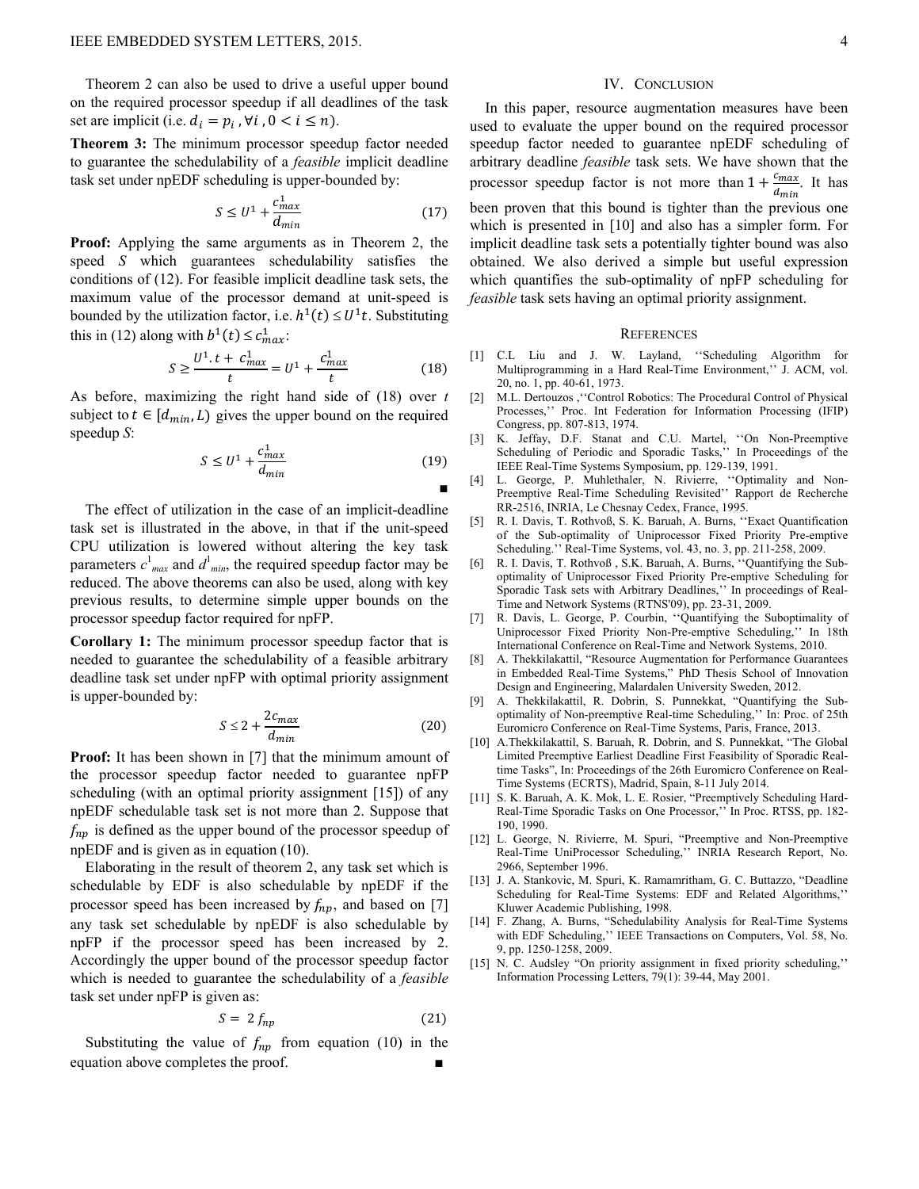Theorem 2 can also be used to drive a useful upper bound on the required processor speedup if all deadlines of the task set are implicit (i.e. $d_i = p_i, \forall i, 0 < i \leq n$).

**Theorem 3:** The minimum processor speedup factor needed to guarantee the schedulability of a *feasible* implicit deadline task set under npEDF scheduling is upper-bounded by:

$$S \leq U^1 + \frac{c_{max}^1}{d_{min}} \tag{17}$$

**Proof:** Applying the same arguments as in Theorem 2, the speed $S$ which guarantees schedulability satisfies the conditions of (12). For feasible implicit deadline task sets, the maximum value of the processor demand at unit-speed is bounded by the utilization factor, i.e. $h^1(t) \leq U^1 t$. Substituting this in (12) along with $b^1(t) \leq c_{max}^1$:

$$S \geq \frac{U^1 . t + c_{max}^1}{t} = U^1 + \frac{c_{max}^1}{t} \tag{18}$$

As before, maximizing the right hand side of (18) over *t* subject to $t \in [d_{min}, L)$ gives the upper bound on the required speedup *S*:

$$S \leq U^1 + \frac{c_{max}^1}{d_{min}} \tag{19}$$

■

The effect of utilization in the case of an implicit-deadline task set is illustrated in the above, in that if the unit-speed CPU utilization is lowered without altering the key task parameters $c^1_{max}$ and $d^1_{min}$, the required speedup factor may be reduced. The above theorems can also be used, along with key previous results, to determine simple upper bounds on the processor speedup factor required for npFP.

**Corollary 1:** The minimum processor speedup factor that is needed to guarantee the schedulability of a feasible arbitrary deadline task set under npFP with optimal priority assignment is upper-bounded by:

$$S \leq 2 + \frac{2c_{max}}{d_{min}} \tag{20}$$

**Proof:** It has been shown in [7] that the minimum amount of the processor speedup factor needed to guarantee npFP scheduling (with an optimal priority assignment [15]) of any npEDF schedulable task set is not more than 2. Suppose that $f_{np}$ is defined as the upper bound of the processor speedup of npEDF and is given as in equation (10).

Elaborating in the result of theorem 2, any task set which is schedulable by EDF is also schedulable by npEDF if the processor speed has been increased by $f_{np}$, and based on [7] any task set schedulable by npEDF is also schedulable by npFP if the processor speed has been increased by 2. Accordingly the upper bound of the processor speedup factor which is needed to guarantee the schedulability of a *feasible* task set under npFP is given as:

$$S = 2 f_{np} \tag{21}$$

Substituting the value of $f_{np}$ from equation (10) in the equation above completes the proof. ■

## IV. Conclusion

In this paper, resource augmentation measures have been used to evaluate the upper bound on the required processor speedup factor needed to guarantee npEDF scheduling of arbitrary deadline *feasible* task sets. We have shown that the processor speedup factor is not more than $1 + \frac{c_{max}}{d_{min}}$. It has been proven that this bound is tighter than the previous one which is presented in [10] and also has a simpler form. For implicit deadline task sets a potentially tighter bound was also obtained. We also derived a simple but useful expression which quantifies the sub-optimality of npFP scheduling for *feasible* task sets having an optimal priority assignment.

## References

[1] C.L Liu and J. W. Layland, ''Scheduling Algorithm for Multiprogramming in a Hard Real-Time Environment,'' J. ACM, vol. 20, no. 1, pp. 40-61, 1973.

[2] M.L. Dertouzos ,''Control Robotics: The Procedural Control of Physical Processes,'' Proc. Int Federation for Information Processing (IFIP) Congress, pp. 807-813, 1974.

[3] K. Jeffay, D.F. Stanat and C.U. Martel, ''On Non-Preemptive Scheduling of Periodic and Sporadic Tasks,'' In Proceedings of the IEEE Real-Time Systems Symposium, pp. 129-139, 1991.

[4] L. George, P. Muhlethaler, N. Rivierre, ''Optimality and Non-Preemptive Real-Time Scheduling Revisited'' Rapport de Recherche RR-2516, INRIA, Le Chesnay Cedex, France, 1995.

[5] R. I. Davis, T. Rothvoß, S. K. Baruah, A. Burns, ''Exact Quantification of the Sub-optimality of Uniprocessor Fixed Priority Pre-emptive Scheduling.'' Real-Time Systems, vol. 43, no. 3, pp. 211-258, 2009.

[6] R. I. Davis, T. Rothvoß , S.K. Baruah, A. Burns, ''Quantifying the Sub-optimality of Uniprocessor Fixed Priority Pre-emptive Scheduling for Sporadic Task sets with Arbitrary Deadlines,'' In proceedings of Real-Time and Network Systems (RTNS'09), pp. 23-31, 2009.

[7] R. Davis, L. George, P. Courbin, ''Quantifying the Suboptimality of Uniprocessor Fixed Priority Non-Pre-emptive Scheduling,'' In 18th International Conference on Real-Time and Network Systems, 2010.

[8] A. Thekkilakattil, "Resource Augmentation for Performance Guarantees in Embedded Real-Time Systems," PhD Thesis School of Innovation Design and Engineering, Malardalen University Sweden, 2012.

[9] A. Thekkilakattil, R. Dobrin, S. Punnekkat, "Quantifying the Sub-optimality of Non-preemptive Real-time Scheduling,'' In: Proc. of 25th Euromicro Conference on Real-Time Systems, Paris, France, 2013.

[10] A.Thekkilakattil, S. Baruah, R. Dobrin, and S. Punnekkat, "The Global Limited Preemptive Earliest Deadline First Feasibility of Sporadic Real-time Tasks", In: Proceedings of the 26th Euromicro Conference on Real-Time Systems (ECRTS), Madrid, Spain, 8-11 July 2014.

[11] S. K. Baruah, A. K. Mok, L. E. Rosier, "Preemptively Scheduling Hard-Real-Time Sporadic Tasks on One Processor,'' In Proc. RTSS, pp. 182-190, 1990.

[12] L. George, N. Rivierre, M. Spuri, "Preemptive and Non-Preemptive Real-Time UniProcessor Scheduling,'' INRIA Research Report, No. 2966, September 1996.

[13] J. A. Stankovic, M. Spuri, K. Ramamritham, G. C. Buttazzo, "Deadline Scheduling for Real-Time Systems: EDF and Related Algorithms,'' Kluwer Academic Publishing, 1998.

[14] F. Zhang, A. Burns, "Schedulability Analysis for Real-Time Systems with EDF Scheduling,'' IEEE Transactions on Computers, Vol. 58, No. 9, pp. 1250-1258, 2009.

[15] N. C. Audsley "On priority assignment in fixed priority scheduling,'' Information Processing Letters, 79(1): 39-44, May 2001.